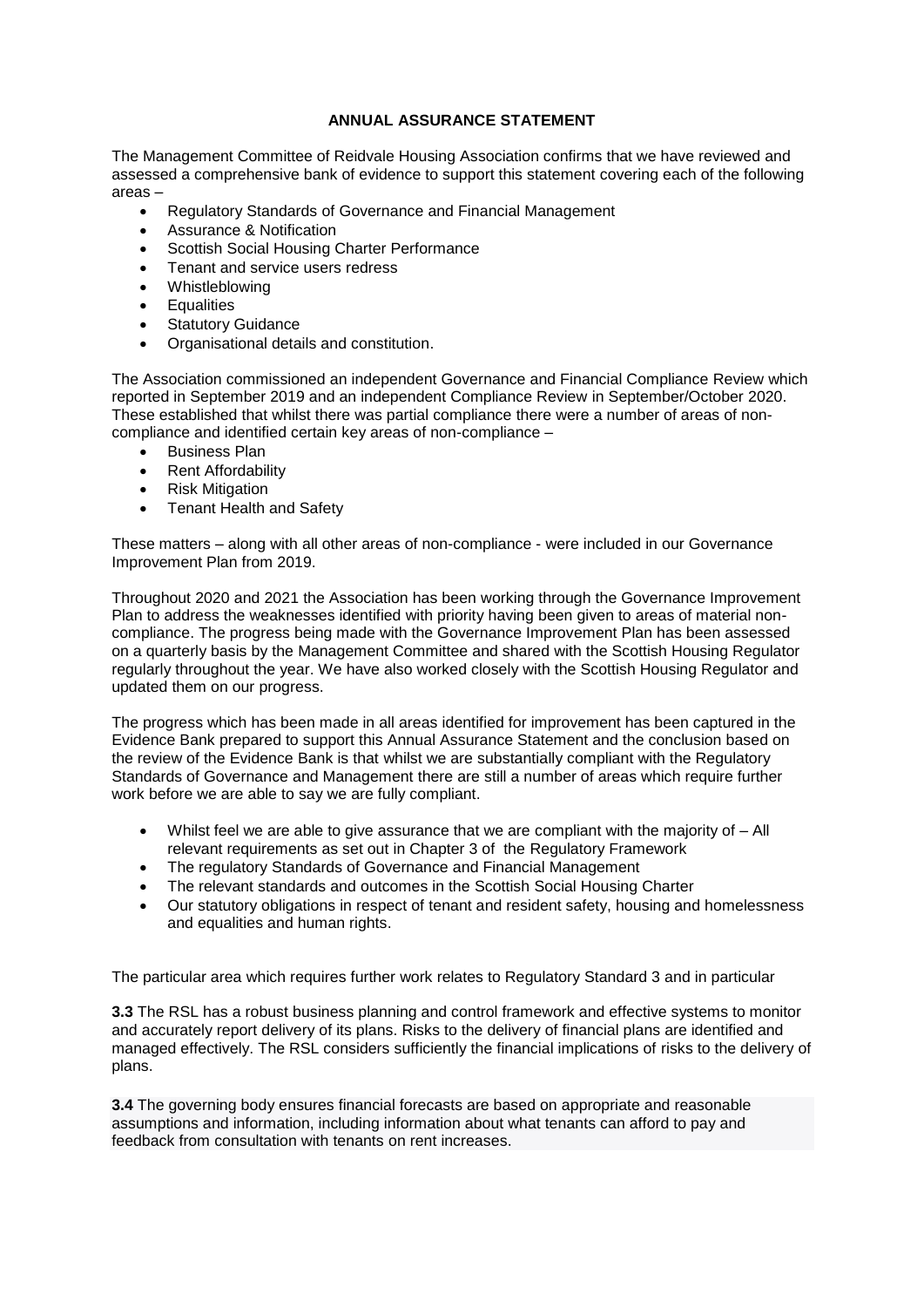# ANNUAL ASSURANCE STATEMENT

The Management Committee of Reidvale Housing Association confirms that we have reviewed and assessed a comprehensive bank of evidence to support this statement covering each of the following areas –

- Regulatory Standards of Governance and Financial Management
- Assurance & Notification
- Scottish Social Housing Charter Performance
- Tenant and service users redress
- Whistleblowing
- Equalities
- Statutory Guidance
- Organisational details and constitution.

The Association commissioned an independent Governance and Financial Compliance Review which reported in September 2019 and an independent Compliance Review in September/October 2020. These established that whilst there was partial compliance there were a number of areas of non-compliance and identified certain key areas of non-compliance –

- Business Plan
- Rent Affordability
- Risk Mitigation
- Tenant Health and Safety

These matters – along with all other areas of non-compliance - were included in our Governance Improvement Plan from 2019.

Throughout 2020 and 2021 the Association has been working through the Governance Improvement Plan to address the weaknesses identified with priority having been given to areas of material non-compliance. The progress being made with the Governance Improvement Plan has been assessed on a quarterly basis by the Management Committee and shared with the Scottish Housing Regulator regularly throughout the year. We have also worked closely with the Scottish Housing Regulator and updated them on our progress.

The progress which has been made in all areas identified for improvement has been captured in the Evidence Bank prepared to support this Annual Assurance Statement and the conclusion based on the review of the Evidence Bank is that whilst we are substantially compliant with the Regulatory Standards of Governance and Management there are still a number of areas which require further work before we are able to say we are fully compliant.

- Whilst feel we are able to give assurance that we are compliant with the majority of – All relevant requirements as set out in Chapter 3 of the Regulatory Framework
- The regulatory Standards of Governance and Financial Management
- The relevant standards and outcomes in the Scottish Social Housing Charter
- Our statutory obligations in respect of tenant and resident safety, housing and homelessness and equalities and human rights.

The particular area which requires further work relates to Regulatory Standard 3 and in particular

**3.3** The RSL has a robust business planning and control framework and effective systems to monitor and accurately report delivery of its plans. Risks to the delivery of financial plans are identified and managed effectively. The RSL considers sufficiently the financial implications of risks to the delivery of plans.

**3.4** The governing body ensures financial forecasts are based on appropriate and reasonable assumptions and information, including information about what tenants can afford to pay and feedback from consultation with tenants on rent increases.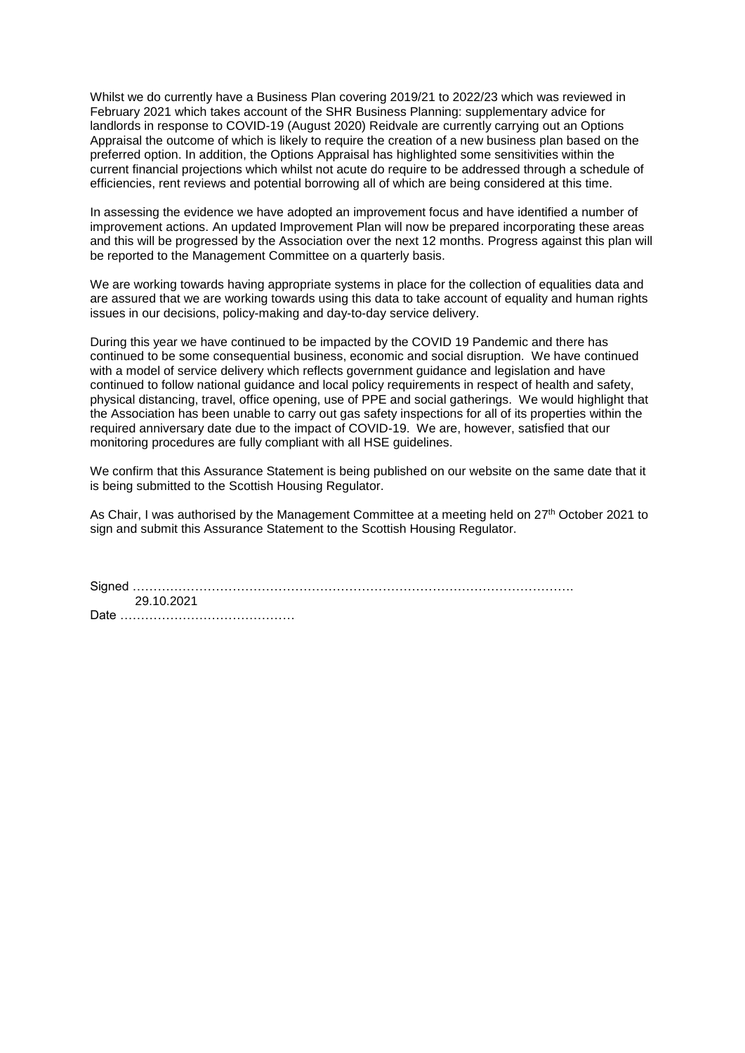Whilst we do currently have a Business Plan covering 2019/21 to 2022/23 which was reviewed in February 2021 which takes account of the SHR Business Planning: supplementary advice for landlords in response to COVID-19 (August 2020) Reidvale are currently carrying out an Options Appraisal the outcome of which is likely to require the creation of a new business plan based on the preferred option. In addition, the Options Appraisal has highlighted some sensitivities within the current financial projections which whilst not acute do require to be addressed through a schedule of efficiencies, rent reviews and potential borrowing all of which are being considered at this time.

In assessing the evidence we have adopted an improvement focus and have identified a number of improvement actions. An updated Improvement Plan will now be prepared incorporating these areas and this will be progressed by the Association over the next 12 months. Progress against this plan will be reported to the Management Committee on a quarterly basis.

We are working towards having appropriate systems in place for the collection of equalities data and are assured that we are working towards using this data to take account of equality and human rights issues in our decisions, policy-making and day-to-day service delivery.

During this year we have continued to be impacted by the COVID 19 Pandemic and there has continued to be some consequential business, economic and social disruption. We have continued with a model of service delivery which reflects government guidance and legislation and have continued to follow national guidance and local policy requirements in respect of health and safety, physical distancing, travel, office opening, use of PPE and social gatherings. We would highlight that the Association has been unable to carry out gas safety inspections for all of its properties within the required anniversary date due to the impact of COVID-19. We are, however, satisfied that our monitoring procedures are fully compliant with all HSE guidelines.

We confirm that this Assurance Statement is being published on our website on the same date that it is being submitted to the Scottish Housing Regulator.

As Chair, I was authorised by the Management Committee at a meeting held on 27th October 2021 to sign and submit this Assurance Statement to the Scottish Housing Regulator.

Signed ……………………………………………………………………………………………

Date 29.10.2021